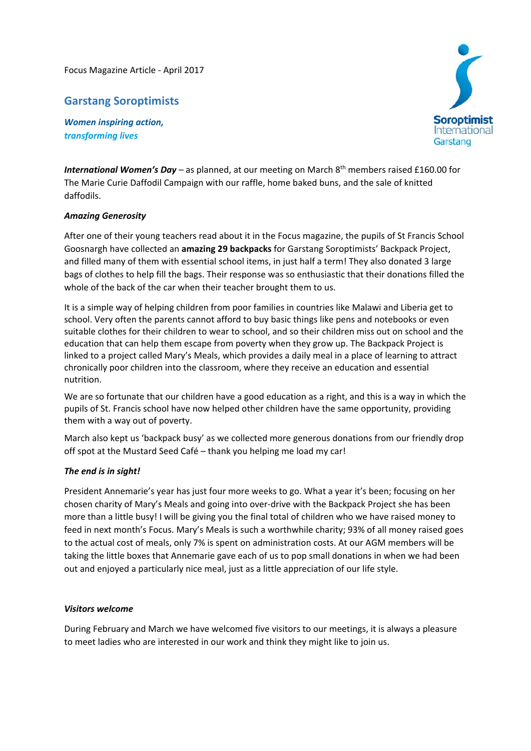Focus Magazine Article - April 2017

## Garstang Soroptimists

***Women inspiring action, transforming lives***

Soroptimist International Garstang

***International Women's Day*** – as planned, at our meeting on March 8th members raised £160.00 for The Marie Curie Daffodil Campaign with our raffle, home baked buns, and the sale of knitted daffodils.

***Amazing Generosity***

After one of their young teachers read about it in the Focus magazine, the pupils of St Francis School Goosnargh have collected an **amazing 29 backpacks** for Garstang Soroptimists' Backpack Project, and filled many of them with essential school items, in just half a term! They also donated 3 large bags of clothes to help fill the bags. Their response was so enthusiastic that their donations filled the whole of the back of the car when their teacher brought them to us.

It is a simple way of helping children from poor families in countries like Malawi and Liberia get to school. Very often the parents cannot afford to buy basic things like pens and notebooks or even suitable clothes for their children to wear to school, and so their children miss out on school and the education that can help them escape from poverty when they grow up. The Backpack Project is linked to a project called Mary's Meals, which provides a daily meal in a place of learning to attract chronically poor children into the classroom, where they receive an education and essential nutrition.

We are so fortunate that our children have a good education as a right, and this is a way in which the pupils of St. Francis school have now helped other children have the same opportunity, providing them with a way out of poverty.

March also kept us 'backpack busy' as we collected more generous donations from our friendly drop off spot at the Mustard Seed Café – thank you helping me load my car!

***The end is in sight!***

President Annemarie's year has just four more weeks to go. What a year it's been; focusing on her chosen charity of Mary's Meals and going into over-drive with the Backpack Project she has been more than a little busy! I will be giving you the final total of children who we have raised money to feed in next month's Focus. Mary's Meals is such a worthwhile charity; 93% of all money raised goes to the actual cost of meals, only 7% is spent on administration costs. At our AGM members will be taking the little boxes that Annemarie gave each of us to pop small donations in when we had been out and enjoyed a particularly nice meal, just as a little appreciation of our life style.

***Visitors welcome***

During February and March we have welcomed five visitors to our meetings, it is always a pleasure to meet ladies who are interested in our work and think they might like to join us.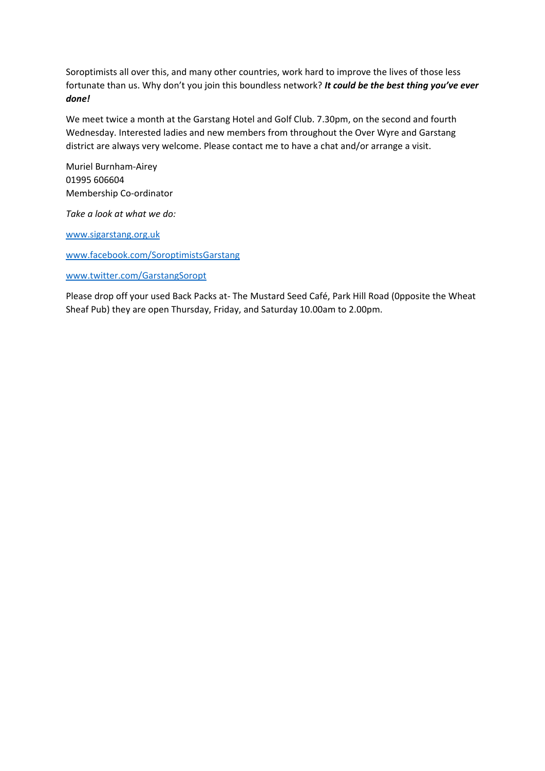Soroptimists all over this, and many other countries, work hard to improve the lives of those less fortunate than us. Why don't you join this boundless network? ***It could be the best thing you've ever done!***

We meet twice a month at the Garstang Hotel and Golf Club. 7.30pm, on the second and fourth Wednesday. Interested ladies and new members from throughout the Over Wyre and Garstang district are always very welcome. Please contact me to have a chat and/or arrange a visit.

Muriel Burnham-Airey  
01995 606604  
Membership Co-ordinator

*Take a look at what we do:*

www.sigarstang.org.uk

www.facebook.com/SoroptimistsGarstang

www.twitter.com/GarstangSoropt

Please drop off your used Back Packs at- The Mustard Seed Café, Park Hill Road (0pposite the Wheat Sheaf Pub) they are open Thursday, Friday, and Saturday 10.00am to 2.00pm.